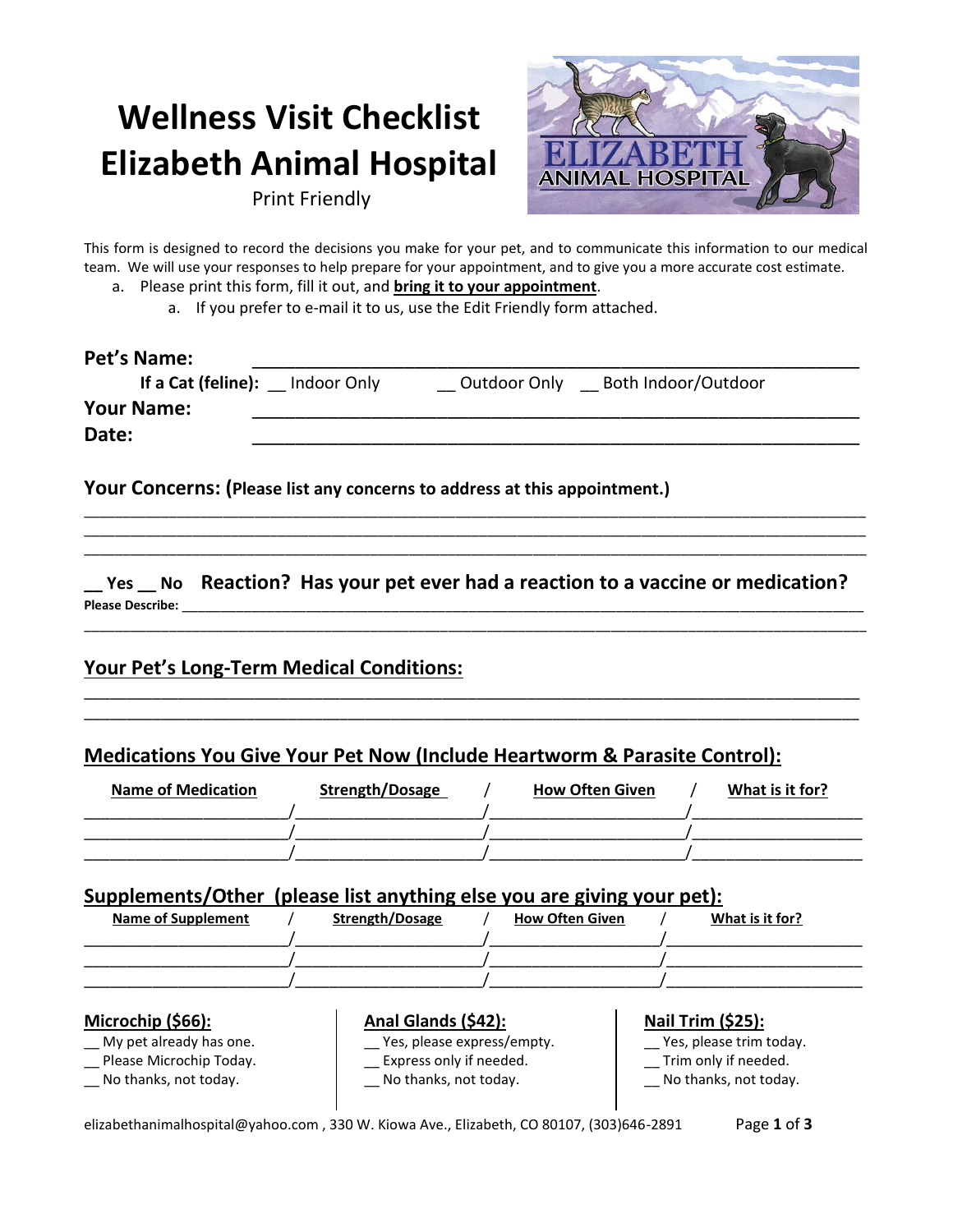# Wellness Visit Checklist
# Elizabeth Animal Hospital

Print Friendly

This form is designed to record the decisions you make for your pet, and to communicate this information to our medical team. We will use your responses to help prepare for your appointment, and to give you a more accurate cost estimate.

a. Please print this form, fill it out, and **bring it to your appointment**.
   a. If you prefer to e-mail it to us, use the Edit Friendly form attached.

**Pet's Name:** ______________________________________________

**If a Cat (feline):** __ Indoor Only __ Outdoor Only __ Both Indoor/Outdoor

**Your Name:** ______________________________________________

**Date:** ______________________________________________

## Your Concerns: (Please list any concerns to address at this appointment.)

______________________________________________

______________________________________________

______________________________________________

**__ Yes __ No Reaction? Has your pet ever had a reaction to a vaccine or medication?**

**Please Describe:** ______________________________________________

______________________________________________

## Your Pet's Long-Term Medical Conditions:

______________________________________________

______________________________________________

## Medications You Give Your Pet Now (Include Heartworm & Parasite Control):

| Name of Medication | Strength/Dosage | How Often Given | What is it for? |
|---|---|---|---|
| | | | |
| | | | |
| | | | |

## Supplements/Other (please list anything else you are giving your pet):

| Name of Supplement | Strength/Dosage | How Often Given | What is it for? |
|---|---|---|---|
| | | | |
| | | | |
| | | | |

**Microchip ($66):**
- __ My pet already has one.
- __ Please Microchip Today.
- __ No thanks, not today.

**Anal Glands ($42):**
- __ Yes, please express/empty.
- __ Express only if needed.
- __ No thanks, not today.

**Nail Trim ($25):**
- __ Yes, please trim today.
- __ Trim only if needed.
- __ No thanks, not today.

elizabethanimalhospital@yahoo.com , 330 W. Kiowa Ave., Elizabeth, CO 80107, (303)646-2891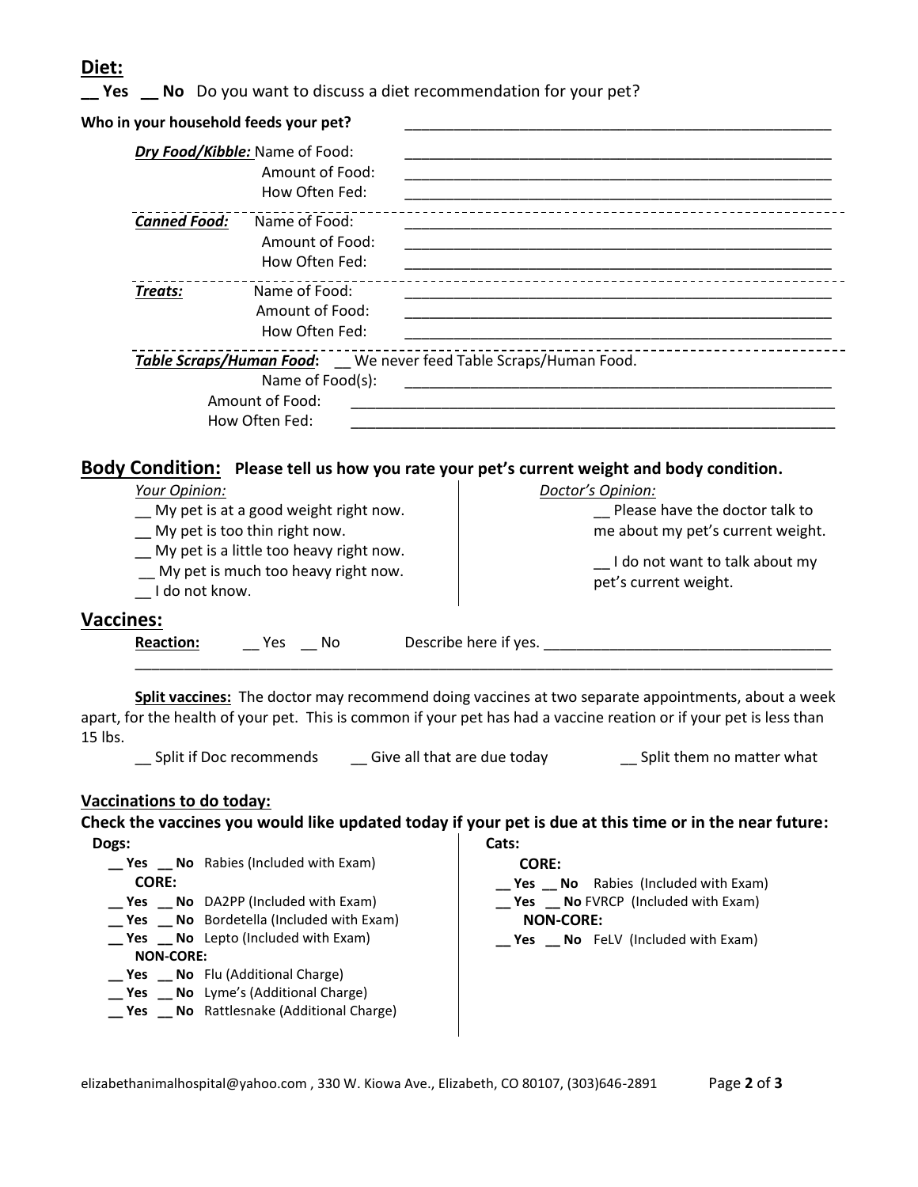## Diet:

**__ Yes __ No** Do you want to discuss a diet recommendation for your pet?

**Who in your household feeds your pet?** ______________________________________________

***Dry Food/Kibble:*** Name of Food: ______________________________________________
Amount of Food: ______________________________________________
How Often Fed: ______________________________________________

***Canned Food:*** Name of Food: ______________________________________________
Amount of Food: ______________________________________________
How Often Fed: ______________________________________________

***Treats:*** Name of Food: ______________________________________________
Amount of Food: ______________________________________________
How Often Fed: ______________________________________________

***Table Scraps/Human Food*:** __ We never feed Table Scraps/Human Food.
Name of Food(s): ______________________________________________
Amount of Food: ______________________________________________
How Often Fed: ______________________________________________

## Body Condition: **Please tell us how you rate your pet's current weight and body condition.**

*Your Opinion:*

__ My pet is at a good weight right now.
__ My pet is too thin right now.
__ My pet is a little too heavy right now.
__ My pet is much too heavy right now.
__ I do not know.

*Doctor's Opinion:*

__ Please have the doctor talk to me about my pet's current weight.

__ I do not want to talk about my pet's current weight.

## Vaccines:

**Reaction:** __ Yes __ No Describe here if yes. ______________________________________________
______________________________________________________________________________

**Split vaccines:** The doctor may recommend doing vaccines at two separate appointments, about a week apart, for the health of your pet. This is common if your pet has had a vaccine reation or if your pet is less than 15 lbs.

__ Split if Doc recommends __ Give all that are due today __ Split them no matter what

**Vaccinations to do today:**

**Check the vaccines you would like updated today if your pet is due at this time or in the near future:**

**Dogs:**

**__ Yes __ No** Rabies (Included with Exam)

**CORE:**

**__ Yes __ No** DA2PP (Included with Exam)
**__ Yes __ No** Bordetella (Included with Exam)
**__ Yes __ No** Lepto (Included with Exam)

**NON-CORE:**

**__ Yes __ No** Flu (Additional Charge)
**__ Yes __ No** Lyme's (Additional Charge)
**__ Yes __ No** Rattlesnake (Additional Charge)

**Cats:**

**CORE:**

**__ Yes __ No** Rabies (Included with Exam)
**__ Yes __ No** FVRCP (Included with Exam)

**NON-CORE:**

**__ Yes __ No** FeLV (Included with Exam)

elizabethanimalhospital@yahoo.com , 330 W. Kiowa Ave., Elizabeth, CO 80107, (303)646-2891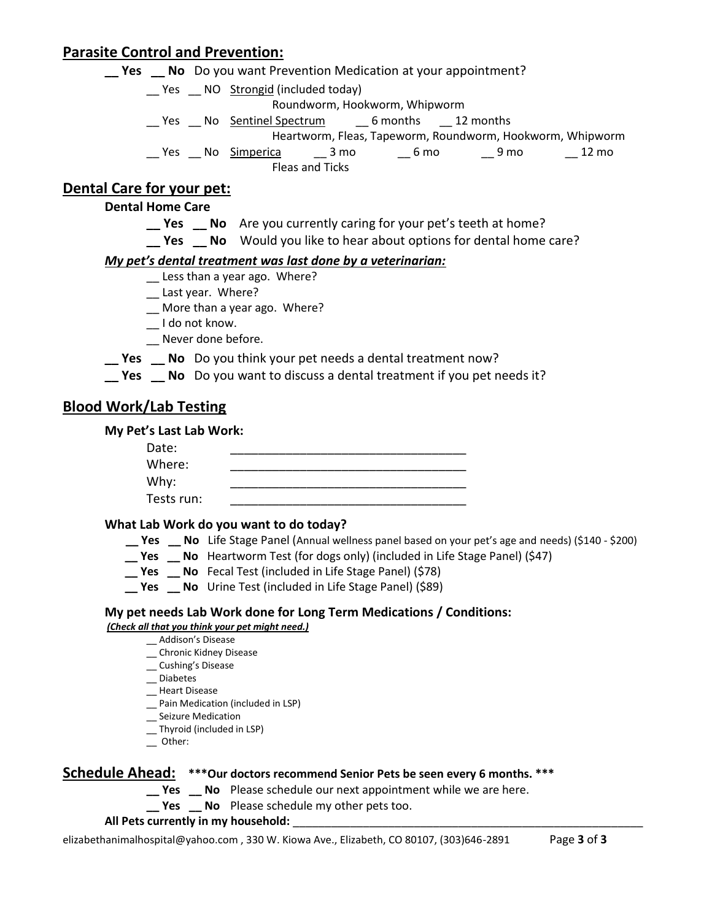## Parasite Control and Prevention:

**__ Yes __ No** Do you want Prevention Medication at your appointment?

- __ Yes __ NO Strongid (included today)
  Roundworm, Hookworm, Whipworm
- __ Yes __ No Sentinel Spectrum __ 6 months __ 12 months
  Heartworm, Fleas, Tapeworm, Roundworm, Hookworm, Whipworm
- __ Yes __ No Simperica __ 3 mo __ 6 mo __ 9 mo __ 12 mo
  Fleas and Ticks

## Dental Care for your pet:

### Dental Home Care

**__ Yes __ No** Are you currently caring for your pet's teeth at home?

**__ Yes __ No** Would you like to hear about options for dental home care?

***My pet's dental treatment was last done by a veterinarian:***

- __ Less than a year ago. Where?
- __ Last year. Where?
- __ More than a year ago. Where?
- __ I do not know.
- __ Never done before.

**__ Yes __ No** Do you think your pet needs a dental treatment now?

**__ Yes __ No** Do you want to discuss a dental treatment if you pet needs it?

## Blood Work/Lab Testing

### My Pet's Last Lab Work:

Date: ___________________________________

Where: ___________________________________

Why: ___________________________________

Tests run: ___________________________________

### What Lab Work do you want to do today?

- **__ Yes __ No** Life Stage Panel (Annual wellness panel based on your pet's age and needs) ($140 - $200)
- **__ Yes __ No** Heartworm Test (for dogs only) (included in Life Stage Panel) ($47)
- **__ Yes __ No** Fecal Test (included in Life Stage Panel) ($78)
- **__ Yes __ No** Urine Test (included in Life Stage Panel) ($89)

### My pet needs Lab Work done for Long Term Medications / Conditions:

***(Check all that you think your pet might need.)***

- __ Addison's Disease
- __ Chronic Kidney Disease
- __ Cushing's Disease
- __ Diabetes
- __ Heart Disease
- __ Pain Medication (included in LSP)
- __ Seizure Medication
- __ Thyroid (included in LSP)
- __ Other:

## Schedule Ahead: **\*\*\*Our doctors recommend Senior Pets be seen every 6 months. \*\*\***

**__ Yes __ No** Please schedule our next appointment while we are here.

**__ Yes __ No** Please schedule my other pets too.

**All Pets currently in my household:** ___________________________________________________________

elizabethanimalhospital@yahoo.com , 330 W. Kiowa Ave., Elizabeth, CO 80107, (303)646-2891